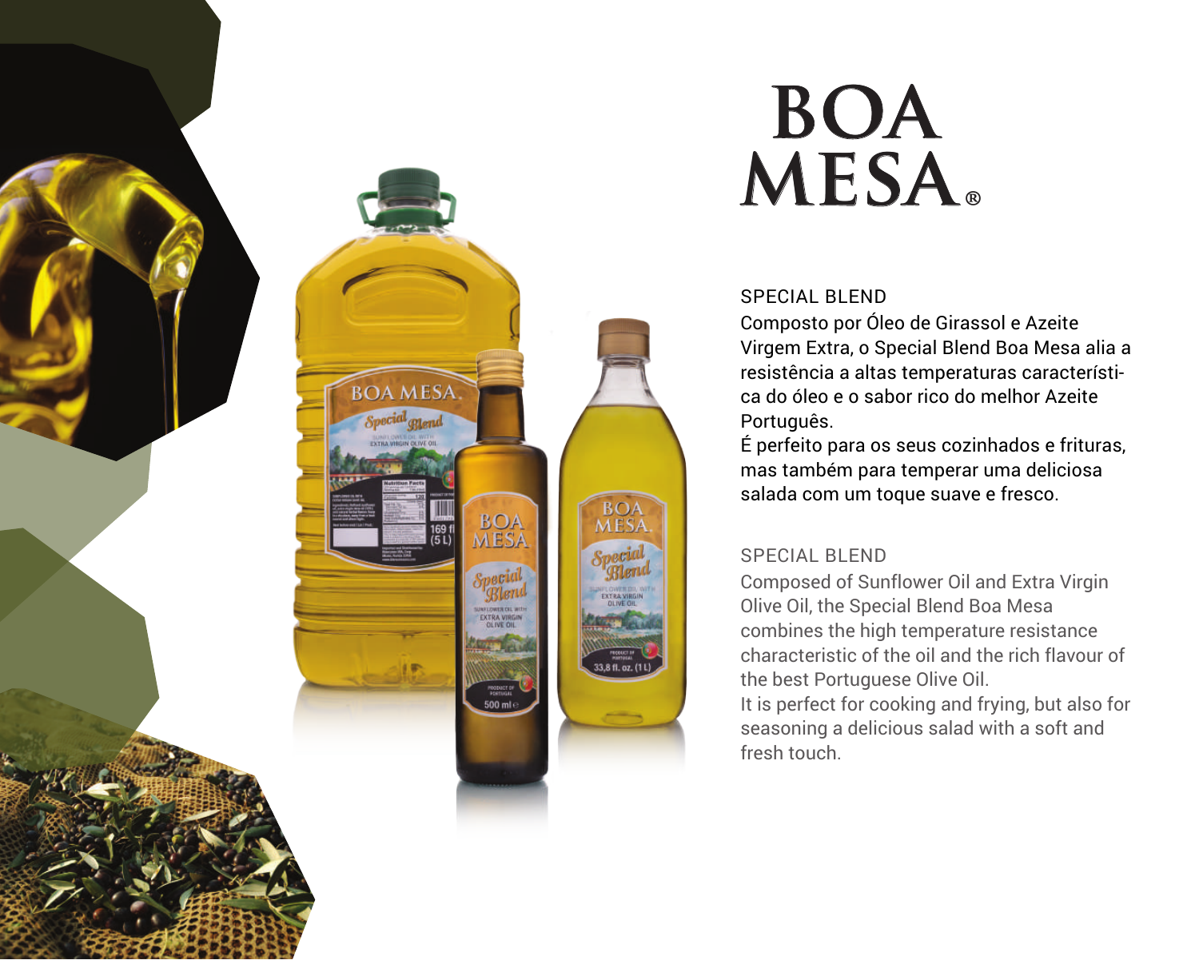# BOA MESA®

## SPECIAL BLEND

Composto por Óleo de Girassol e Azeite Virgem Extra, o Special Blend Boa Mesa alia a resistência a altas temperaturas característica do óleo e o sabor rico do melhor Azeite Português.
É perfeito para os seus cozinhados e frituras, mas também para temperar uma deliciosa salada com um toque suave e fresco.

## SPECIAL BLEND

Composed of Sunflower Oil and Extra Virgin Olive Oil, the Special Blend Boa Mesa combines the high temperature resistance characteristic of the oil and the rich flavour of the best Portuguese Olive Oil.
It is perfect for cooking and frying, but also for seasoning a delicious salad with a soft and fresh touch.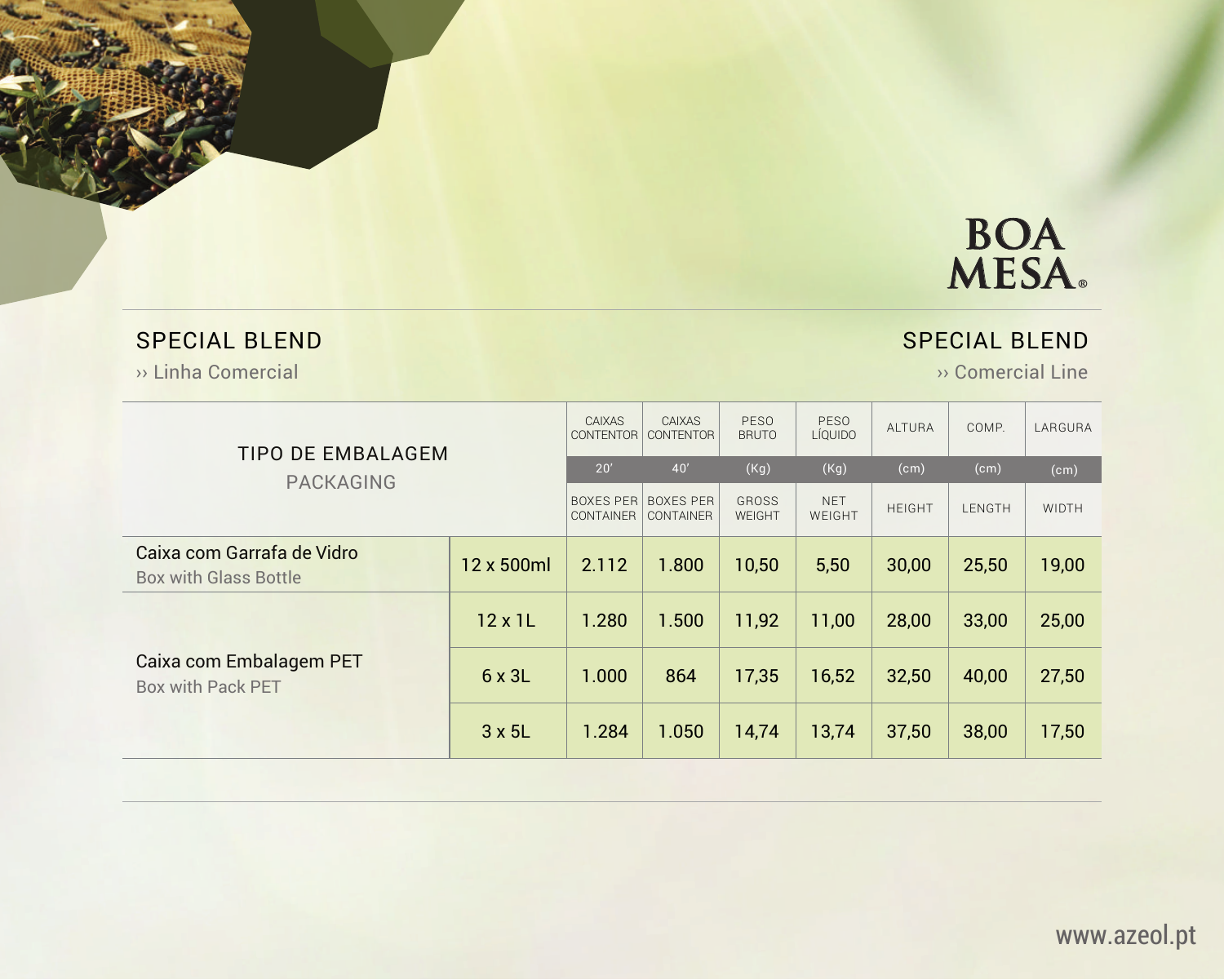BOA MESA®

## SPECIAL BLEND

›› Linha Comercial

## SPECIAL BLEND

›› Comercial Line

| TIPO DE EMBALAGEM PACKAGING | | CAIXAS CONTENTOR 20' BOXES PER CONTAINER | CAIXAS CONTENTOR 40' BOXES PER CONTAINER | PESO BRUTO (Kg) GROSS WEIGHT | PESO LÍQUIDO (Kg) NET WEIGHT | ALTURA (cm) HEIGHT | COMP. (cm) LENGTH | LARGURA (cm) WIDTH |
|---|---|---|---|---|---|---|---|---|
| Caixa com Garrafa de Vidro Box with Glass Bottle | 12 x 500ml | 2.112 | 1.800 | 10,50 | 5,50 | 30,00 | 25,50 | 19,00 |
| Caixa com Embalagem PET Box with Pack PET | 12 x 1L | 1.280 | 1.500 | 11,92 | 11,00 | 28,00 | 33,00 | 25,00 |
| | 6 x 3L | 1.000 | 864 | 17,35 | 16,52 | 32,50 | 40,00 | 27,50 |
| | 3 x 5L | 1.284 | 1.050 | 14,74 | 13,74 | 37,50 | 38,00 | 17,50 |

www.azeol.pt